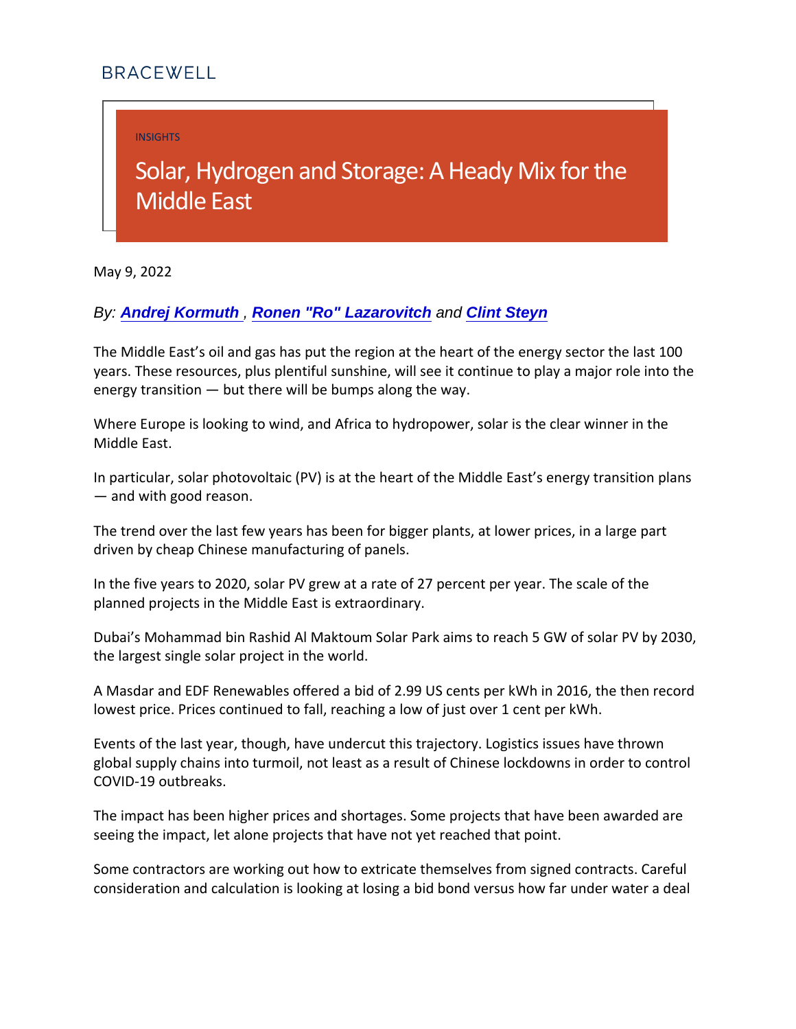BRACEWELL

INSIGHTS

# Solar, Hydrogen and Storage: A Heady Mix for the Middle East

May 9, 2022

*By: **Andrej Kormuth** , **Ronen "Ro" Lazarovitch** and **Clint Steyn***

The Middle East's oil and gas has put the region at the heart of the energy sector the last 100 years. These resources, plus plentiful sunshine, will see it continue to play a major role into the energy transition — but there will be bumps along the way.

Where Europe is looking to wind, and Africa to hydropower, solar is the clear winner in the Middle East.

In particular, solar photovoltaic (PV) is at the heart of the Middle East's energy transition plans — and with good reason.

The trend over the last few years has been for bigger plants, at lower prices, in a large part driven by cheap Chinese manufacturing of panels.

In the five years to 2020, solar PV grew at a rate of 27 percent per year. The scale of the planned projects in the Middle East is extraordinary.

Dubai's Mohammad bin Rashid Al Maktoum Solar Park aims to reach 5 GW of solar PV by 2030, the largest single solar project in the world.

A Masdar and EDF Renewables offered a bid of 2.99 US cents per kWh in 2016, the then record lowest price. Prices continued to fall, reaching a low of just over 1 cent per kWh.

Events of the last year, though, have undercut this trajectory. Logistics issues have thrown global supply chains into turmoil, not least as a result of Chinese lockdowns in order to control COVID-19 outbreaks.

The impact has been higher prices and shortages. Some projects that have been awarded are seeing the impact, let alone projects that have not yet reached that point.

Some contractors are working out how to extricate themselves from signed contracts. Careful consideration and calculation is looking at losing a bid bond versus how far under water a deal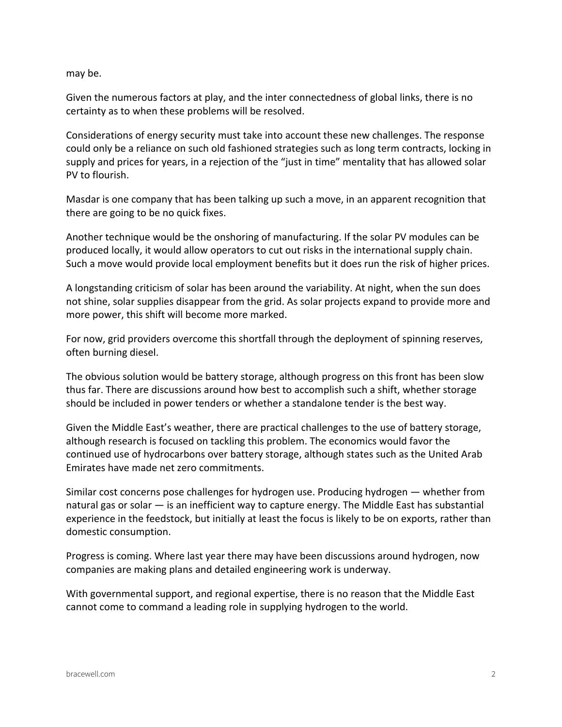may be.

Given the numerous factors at play, and the inter connectedness of global links, there is no certainty as to when these problems will be resolved.

Considerations of energy security must take into account these new challenges. The response could only be a reliance on such old fashioned strategies such as long term contracts, locking in supply and prices for years, in a rejection of the "just in time" mentality that has allowed solar PV to flourish.

Masdar is one company that has been talking up such a move, in an apparent recognition that there are going to be no quick fixes.

Another technique would be the onshoring of manufacturing. If the solar PV modules can be produced locally, it would allow operators to cut out risks in the international supply chain. Such a move would provide local employment benefits but it does run the risk of higher prices.

A longstanding criticism of solar has been around the variability. At night, when the sun does not shine, solar supplies disappear from the grid. As solar projects expand to provide more and more power, this shift will become more marked.

For now, grid providers overcome this shortfall through the deployment of spinning reserves, often burning diesel.

The obvious solution would be battery storage, although progress on this front has been slow thus far. There are discussions around how best to accomplish such a shift, whether storage should be included in power tenders or whether a standalone tender is the best way.

Given the Middle East's weather, there are practical challenges to the use of battery storage, although research is focused on tackling this problem. The economics would favor the continued use of hydrocarbons over battery storage, although states such as the United Arab Emirates have made net zero commitments.

Similar cost concerns pose challenges for hydrogen use. Producing hydrogen — whether from natural gas or solar — is an inefficient way to capture energy. The Middle East has substantial experience in the feedstock, but initially at least the focus is likely to be on exports, rather than domestic consumption.

Progress is coming. Where last year there may have been discussions around hydrogen, now companies are making plans and detailed engineering work is underway.

With governmental support, and regional expertise, there is no reason that the Middle East cannot come to command a leading role in supplying hydrogen to the world.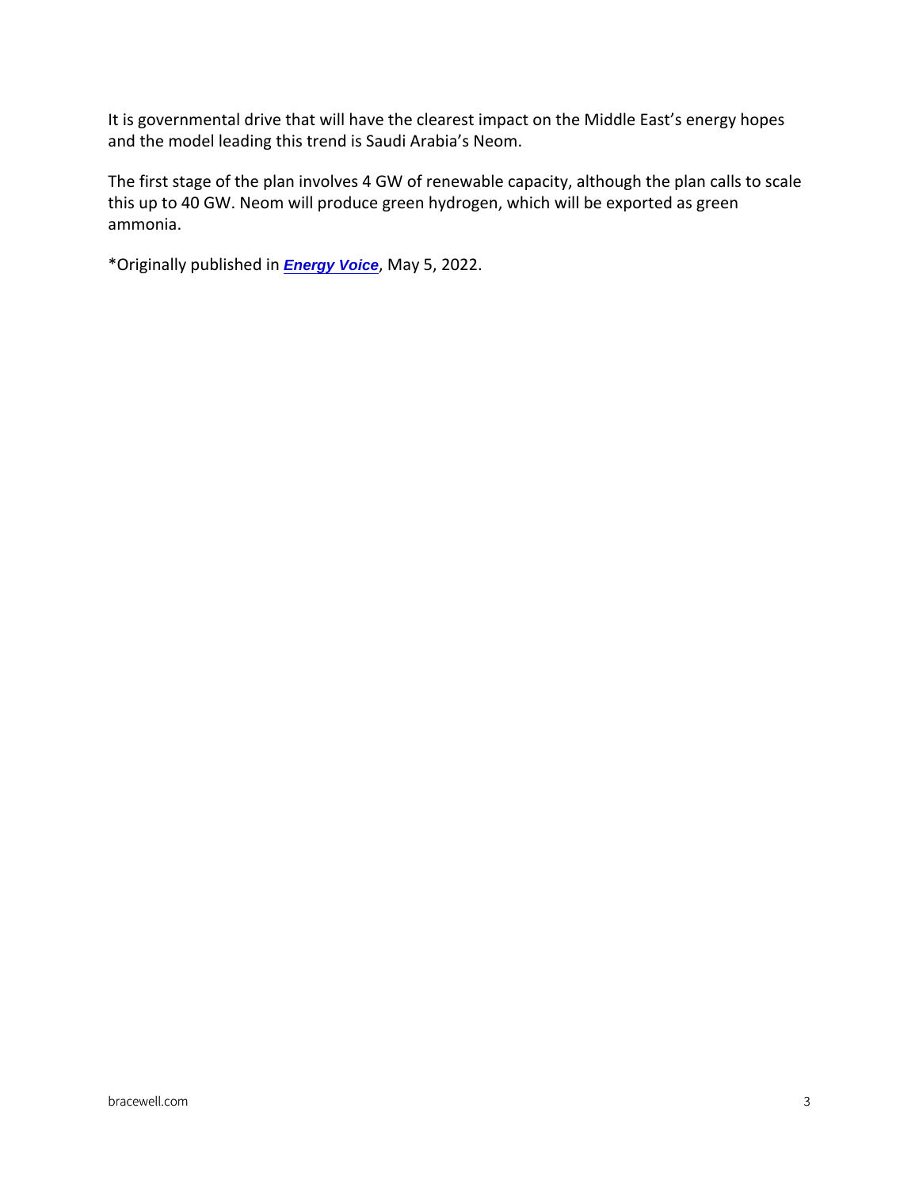It is governmental drive that will have the clearest impact on the Middle East's energy hopes and the model leading this trend is Saudi Arabia's Neom.

The first stage of the plan involves 4 GW of renewable capacity, although the plan calls to scale this up to 40 GW. Neom will produce green hydrogen, which will be exported as green ammonia.

*Originally published in ***Energy Voice***, May 5, 2022.